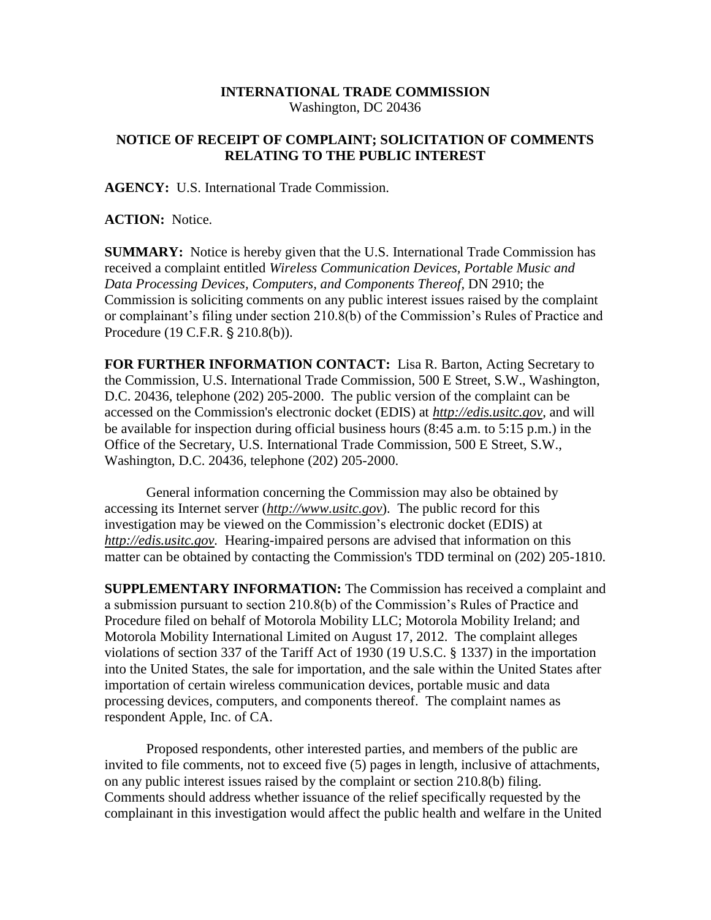**INTERNATIONAL TRADE COMMISSION**
Washington, DC 20436

**NOTICE OF RECEIPT OF COMPLAINT; SOLICITATION OF COMMENTS RELATING TO THE PUBLIC INTEREST**

**AGENCY:** U.S. International Trade Commission.

**ACTION:** Notice.

**SUMMARY:** Notice is hereby given that the U.S. International Trade Commission has received a complaint entitled *Wireless Communication Devices, Portable Music and Data Processing Devices, Computers, and Components Thereof*, DN 2910; the Commission is soliciting comments on any public interest issues raised by the complaint or complainant's filing under section 210.8(b) of the Commission's Rules of Practice and Procedure (19 C.F.R. § 210.8(b)).

**FOR FURTHER INFORMATION CONTACT:** Lisa R. Barton, Acting Secretary to the Commission, U.S. International Trade Commission, 500 E Street, S.W., Washington, D.C. 20436, telephone (202) 205-2000. The public version of the complaint can be accessed on the Commission's electronic docket (EDIS) at *http://edis.usitc.gov*, and will be available for inspection during official business hours (8:45 a.m. to 5:15 p.m.) in the Office of the Secretary, U.S. International Trade Commission, 500 E Street, S.W., Washington, D.C. 20436, telephone (202) 205-2000.

General information concerning the Commission may also be obtained by accessing its Internet server (*http://www.usitc.gov*). The public record for this investigation may be viewed on the Commission's electronic docket (EDIS) at *http://edis.usitc.gov.* Hearing-impaired persons are advised that information on this matter can be obtained by contacting the Commission's TDD terminal on (202) 205-1810.

**SUPPLEMENTARY INFORMATION:** The Commission has received a complaint and a submission pursuant to section 210.8(b) of the Commission's Rules of Practice and Procedure filed on behalf of Motorola Mobility LLC; Motorola Mobility Ireland; and Motorola Mobility International Limited on August 17, 2012. The complaint alleges violations of section 337 of the Tariff Act of 1930 (19 U.S.C. § 1337) in the importation into the United States, the sale for importation, and the sale within the United States after importation of certain wireless communication devices, portable music and data processing devices, computers, and components thereof. The complaint names as respondent Apple, Inc. of CA.

Proposed respondents, other interested parties, and members of the public are invited to file comments, not to exceed five (5) pages in length, inclusive of attachments, on any public interest issues raised by the complaint or section 210.8(b) filing. Comments should address whether issuance of the relief specifically requested by the complainant in this investigation would affect the public health and welfare in the United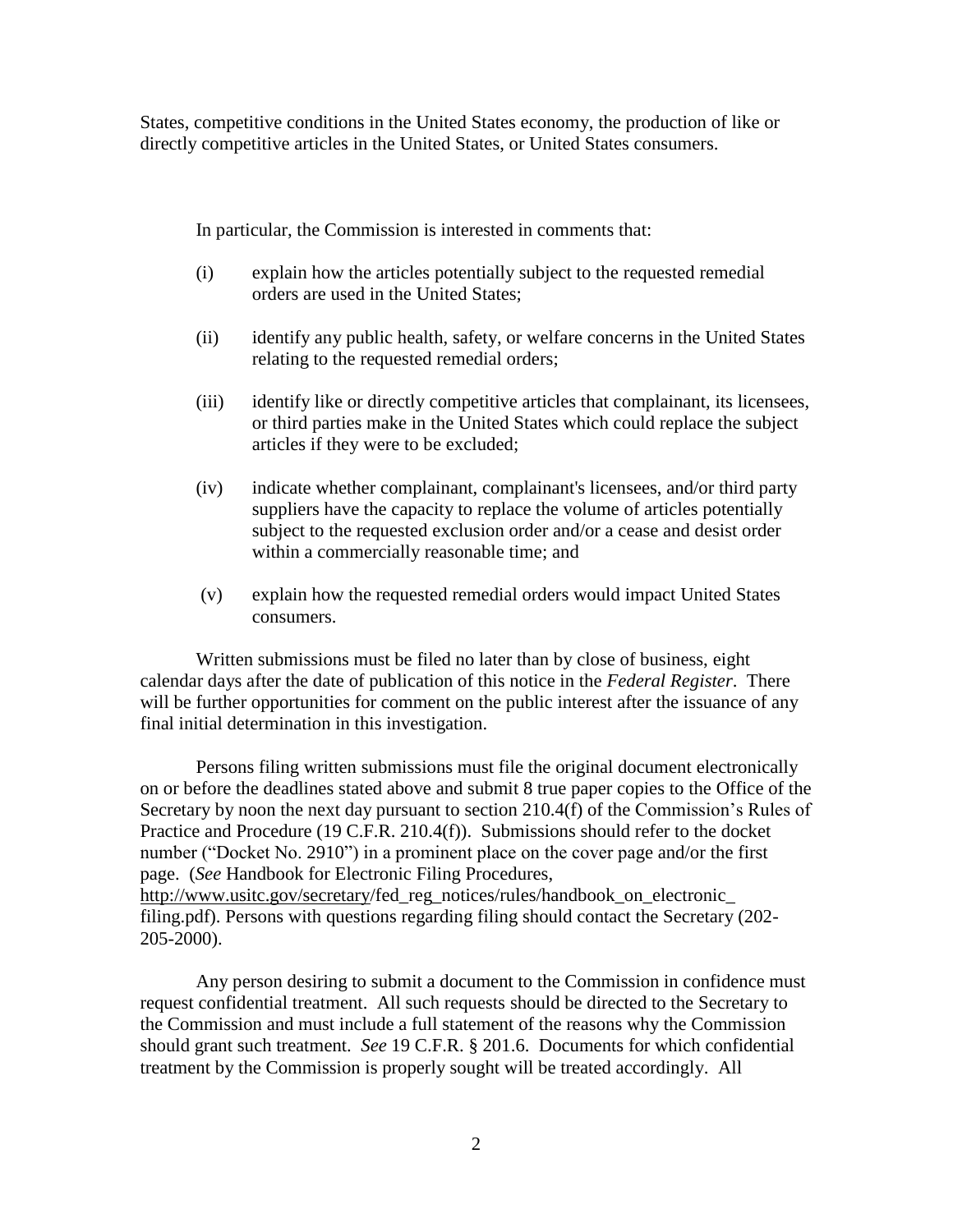States, competitive conditions in the United States economy, the production of like or directly competitive articles in the United States, or United States consumers.

In particular, the Commission is interested in comments that:

(i) explain how the articles potentially subject to the requested remedial orders are used in the United States;

(ii) identify any public health, safety, or welfare concerns in the United States relating to the requested remedial orders;

(iii) identify like or directly competitive articles that complainant, its licensees, or third parties make in the United States which could replace the subject articles if they were to be excluded;

(iv) indicate whether complainant, complainant's licensees, and/or third party suppliers have the capacity to replace the volume of articles potentially subject to the requested exclusion order and/or a cease and desist order within a commercially reasonable time; and

(v) explain how the requested remedial orders would impact United States consumers.

Written submissions must be filed no later than by close of business, eight calendar days after the date of publication of this notice in the *Federal Register*. There will be further opportunities for comment on the public interest after the issuance of any final initial determination in this investigation.

Persons filing written submissions must file the original document electronically on or before the deadlines stated above and submit 8 true paper copies to the Office of the Secretary by noon the next day pursuant to section 210.4(f) of the Commission's Rules of Practice and Procedure (19 C.F.R. 210.4(f)). Submissions should refer to the docket number ("Docket No. 2910") in a prominent place on the cover page and/or the first page. (*See* Handbook for Electronic Filing Procedures, http://www.usitc.gov/secretary/fed_reg_notices/rules/handbook_on_electronic_filing.pdf). Persons with questions regarding filing should contact the Secretary (202-205-2000).

Any person desiring to submit a document to the Commission in confidence must request confidential treatment. All such requests should be directed to the Secretary to the Commission and must include a full statement of the reasons why the Commission should grant such treatment. *See* 19 C.F.R. § 201.6. Documents for which confidential treatment by the Commission is properly sought will be treated accordingly. All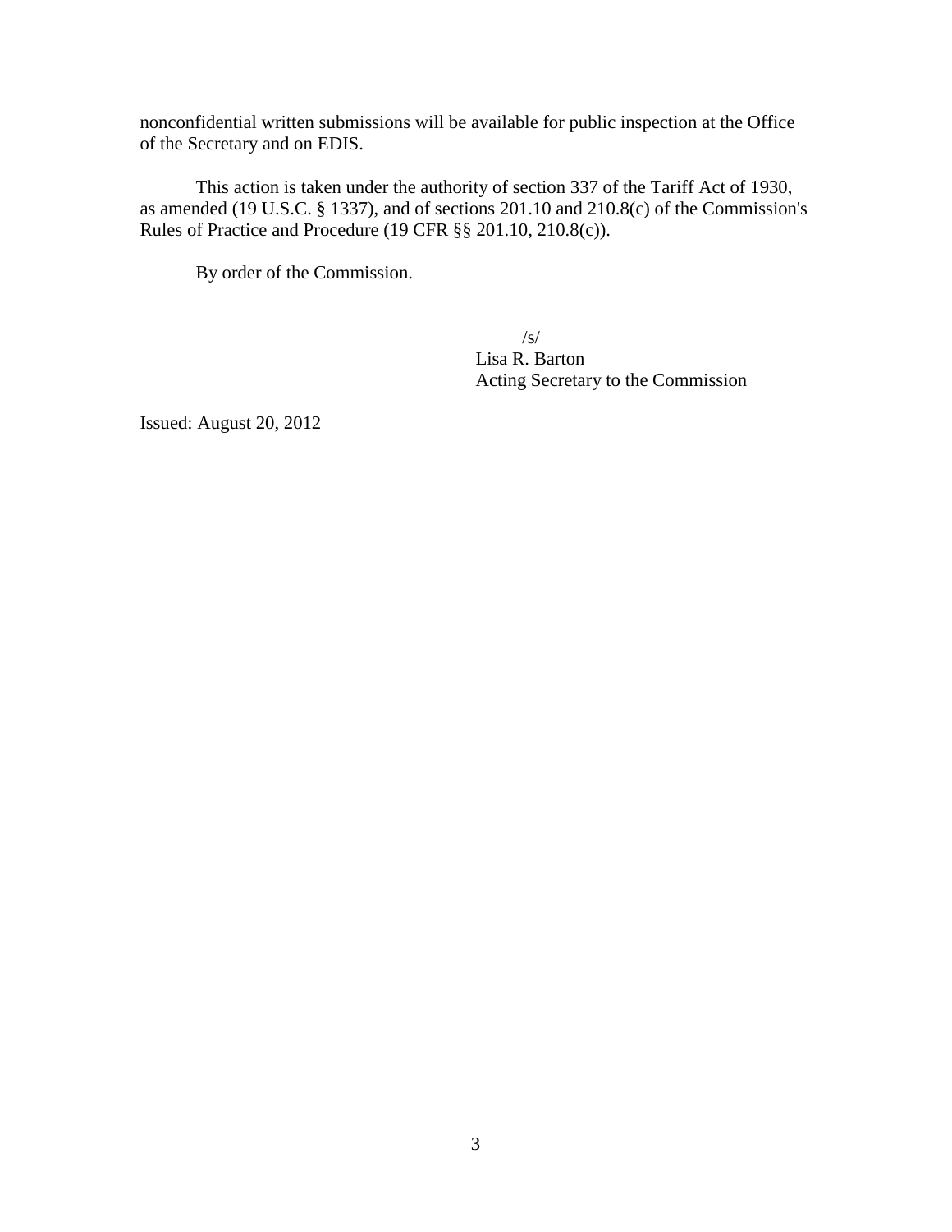nonconfidential written submissions will be available for public inspection at the Office of the Secretary and on EDIS.

This action is taken under the authority of section 337 of the Tariff Act of 1930, as amended (19 U.S.C. § 1337), and of sections 201.10 and 210.8(c) of the Commission's Rules of Practice and Procedure (19 CFR §§ 201.10, 210.8(c)).

By order of the Commission.

/s/
Lisa R. Barton
Acting Secretary to the Commission

Issued: August 20, 2012